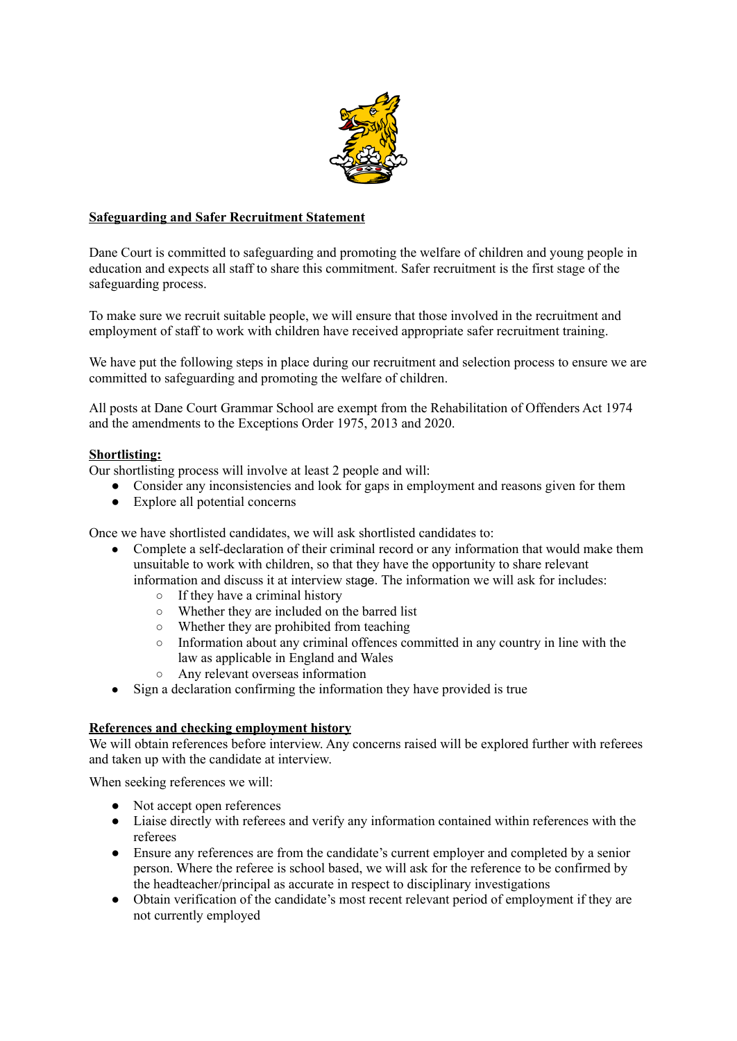## Safeguarding and Safer Recruitment Statement

Dane Court is committed to safeguarding and promoting the welfare of children and young people in education and expects all staff to share this commitment. Safer recruitment is the first stage of the safeguarding process.

To make sure we recruit suitable people, we will ensure that those involved in the recruitment and employment of staff to work with children have received appropriate safer recruitment training.

We have put the following steps in place during our recruitment and selection process to ensure we are committed to safeguarding and promoting the welfare of children.

All posts at Dane Court Grammar School are exempt from the Rehabilitation of Offenders Act 1974 and the amendments to the Exceptions Order 1975, 2013 and 2020.

### Shortlisting:

Our shortlisting process will involve at least 2 people and will:

- Consider any inconsistencies and look for gaps in employment and reasons given for them
- Explore all potential concerns

Once we have shortlisted candidates, we will ask shortlisted candidates to:

- Complete a self-declaration of their criminal record or any information that would make them unsuitable to work with children, so that they have the opportunity to share relevant information and discuss it at interview stage. The information we will ask for includes:
  - If they have a criminal history
  - Whether they are included on the barred list
  - Whether they are prohibited from teaching
  - Information about any criminal offences committed in any country in line with the law as applicable in England and Wales
  - Any relevant overseas information
- Sign a declaration confirming the information they have provided is true

### References and checking employment history

We will obtain references before interview. Any concerns raised will be explored further with referees and taken up with the candidate at interview.

When seeking references we will:

- Not accept open references
- Liaise directly with referees and verify any information contained within references with the referees
- Ensure any references are from the candidate's current employer and completed by a senior person. Where the referee is school based, we will ask for the reference to be confirmed by the headteacher/principal as accurate in respect to disciplinary investigations
- Obtain verification of the candidate's most recent relevant period of employment if they are not currently employed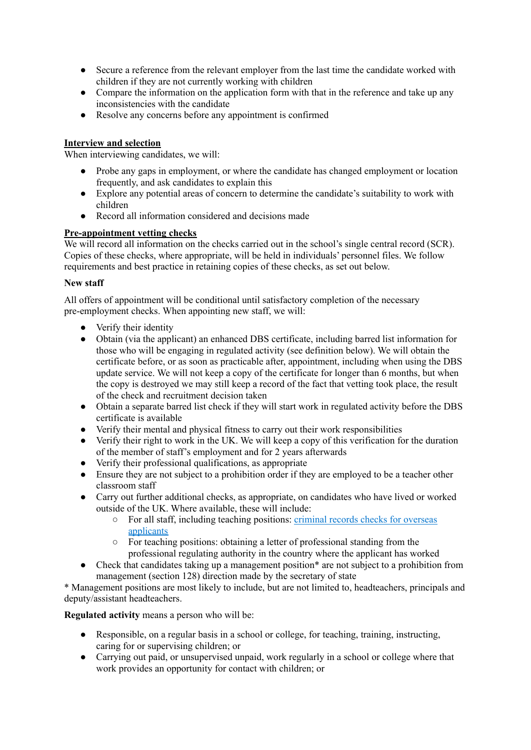- Secure a reference from the relevant employer from the last time the candidate worked with children if they are not currently working with children
- Compare the information on the application form with that in the reference and take up any inconsistencies with the candidate
- Resolve any concerns before any appointment is confirmed

**Interview and selection**

When interviewing candidates, we will:

- Probe any gaps in employment, or where the candidate has changed employment or location frequently, and ask candidates to explain this
- Explore any potential areas of concern to determine the candidate's suitability to work with children
- Record all information considered and decisions made

**Pre-appointment vetting checks**

We will record all information on the checks carried out in the school's single central record (SCR). Copies of these checks, where appropriate, will be held in individuals' personnel files. We follow requirements and best practice in retaining copies of these checks, as set out below.

**New staff**

All offers of appointment will be conditional until satisfactory completion of the necessary pre-employment checks. When appointing new staff, we will:

- Verify their identity
- Obtain (via the applicant) an enhanced DBS certificate, including barred list information for those who will be engaging in regulated activity (see definition below). We will obtain the certificate before, or as soon as practicable after, appointment, including when using the DBS update service. We will not keep a copy of the certificate for longer than 6 months, but when the copy is destroyed we may still keep a record of the fact that vetting took place, the result of the check and recruitment decision taken
- Obtain a separate barred list check if they will start work in regulated activity before the DBS certificate is available
- Verify their mental and physical fitness to carry out their work responsibilities
- Verify their right to work in the UK. We will keep a copy of this verification for the duration of the member of staff's employment and for 2 years afterwards
- Verify their professional qualifications, as appropriate
- Ensure they are not subject to a prohibition order if they are employed to be a teacher other classroom staff
- Carry out further additional checks, as appropriate, on candidates who have lived or worked outside of the UK. Where available, these will include:
  - For all staff, including teaching positions: criminal records checks for overseas applicants
  - For teaching positions: obtaining a letter of professional standing from the professional regulating authority in the country where the applicant has worked
- Check that candidates taking up a management position* are not subject to a prohibition from management (section 128) direction made by the secretary of state

* Management positions are most likely to include, but are not limited to, headteachers, principals and deputy/assistant headteachers.

**Regulated activity** means a person who will be:

- Responsible, on a regular basis in a school or college, for teaching, training, instructing, caring for or supervising children; or
- Carrying out paid, or unsupervised unpaid, work regularly in a school or college where that work provides an opportunity for contact with children; or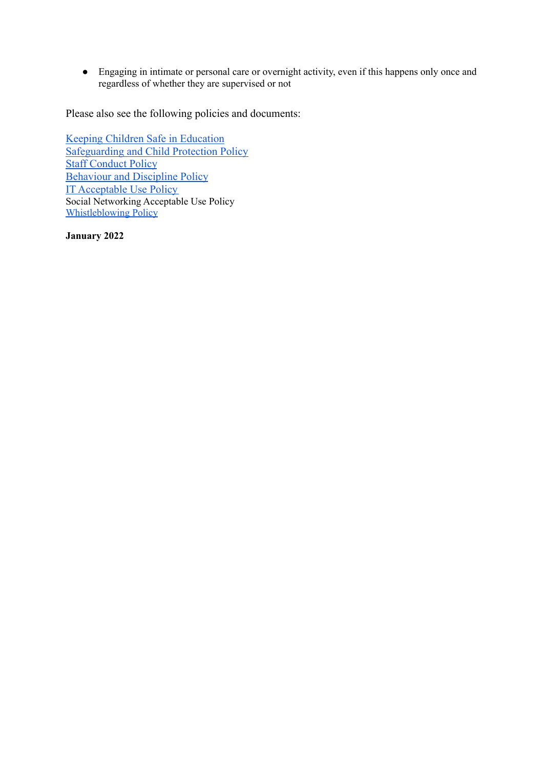- Engaging in intimate or personal care or overnight activity, even if this happens only once and regardless of whether they are supervised or not

Please also see the following policies and documents:

Keeping Children Safe in Education
Safeguarding and Child Protection Policy
Staff Conduct Policy
Behaviour and Discipline Policy
IT Acceptable Use Policy
Social Networking Acceptable Use Policy
Whistleblowing Policy

**January 2022**